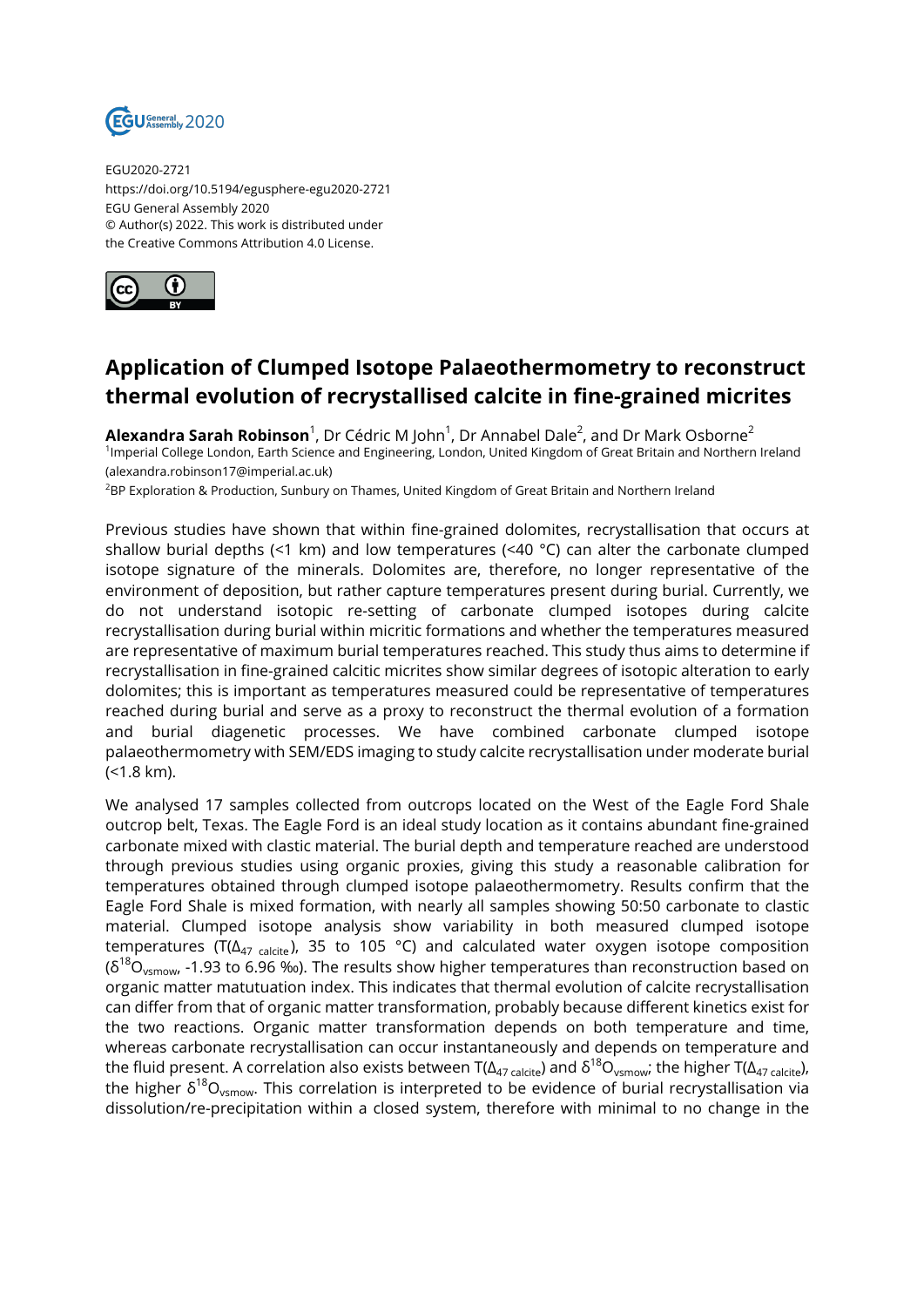EGU2020-2721
https://doi.org/10.5194/egusphere-egu2020-2721
EGU General Assembly 2020
© Author(s) 2022. This work is distributed under
the Creative Commons Attribution 4.0 License.

# Application of Clumped Isotope Palaeothermometry to reconstruct thermal evolution of recrystallised calcite in fine-grained micrites

**Alexandra Sarah Robinson**[1], Dr Cédric M John[1], Dr Annabel Dale[2], and Dr Mark Osborne[2]

[1]Imperial College London, Earth Science and Engineering, London, United Kingdom of Great Britain and Northern Ireland (alexandra.robinson17@imperial.ac.uk)

[2]BP Exploration & Production, Sunbury on Thames, United Kingdom of Great Britain and Northern Ireland

Previous studies have shown that within fine-grained dolomites, recrystallisation that occurs at shallow burial depths (<1 km) and low temperatures (<40 °C) can alter the carbonate clumped isotope signature of the minerals. Dolomites are, therefore, no longer representative of the environment of deposition, but rather capture temperatures present during burial. Currently, we do not understand isotopic re-setting of carbonate clumped isotopes during calcite recrystallisation during burial within micritic formations and whether the temperatures measured are representative of maximum burial temperatures reached. This study thus aims to determine if recrystallisation in fine-grained calcitic micrites show similar degrees of isotopic alteration to early dolomites; this is important as temperatures measured could be representative of temperatures reached during burial and serve as a proxy to reconstruct the thermal evolution of a formation and burial diagenetic processes. We have combined carbonate clumped isotope palaeothermometry with SEM/EDS imaging to study calcite recrystallisation under moderate burial (<1.8 km).

We analysed 17 samples collected from outcrops located on the West of the Eagle Ford Shale outcrop belt, Texas. The Eagle Ford is an ideal study location as it contains abundant fine-grained carbonate mixed with clastic material. The burial depth and temperature reached are understood through previous studies using organic proxies, giving this study a reasonable calibration for temperatures obtained through clumped isotope palaeothermometry. Results confirm that the Eagle Ford Shale is mixed formation, with nearly all samples showing 50:50 carbonate to clastic material. Clumped isotope analysis show variability in both measured clumped isotope temperatures ($T(\Delta_{47\ calcite})$, 35 to 105 °C) and calculated water oxygen isotope composition ($\delta^{18}O_{vsmow}$, -1.93 to 6.96 ‰). The results show higher temperatures than reconstruction based on organic matter matutuation index. This indicates that thermal evolution of calcite recrystallisation can differ from that of organic matter transformation, probably because different kinetics exist for the two reactions. Organic matter transformation depends on both temperature and time, whereas carbonate recrystallisation can occur instantaneously and depends on temperature and the fluid present. A correlation also exists between $T(\Delta_{47\ calcite})$ and $\delta^{18}O_{vsmow}$; the higher $T(\Delta_{47\ calcite})$, the higher $\delta^{18}O_{vsmow}$. This correlation is interpreted to be evidence of burial recrystallisation via dissolution/re-precipitation within a closed system, therefore with minimal to no change in the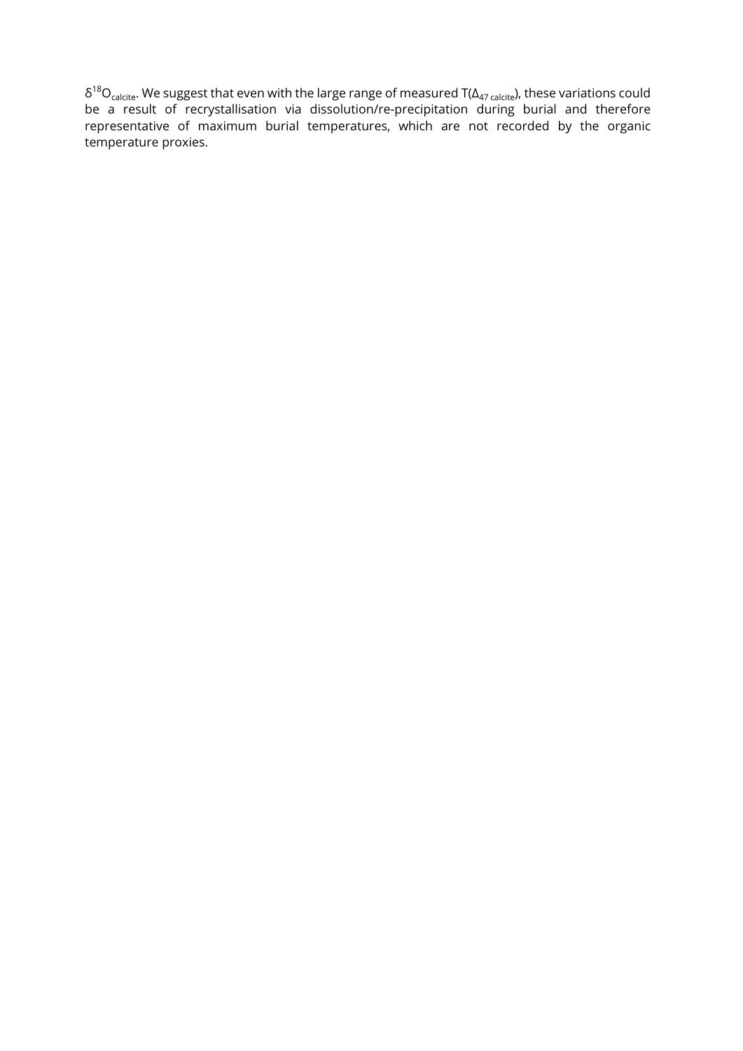$\delta^{18}O_{calcite}$. We suggest that even with the large range of measured $T(\Delta_{47\ calcite})$, these variations could be a result of recrystallisation via dissolution/re-precipitation during burial and therefore representative of maximum burial temperatures, which are not recorded by the organic temperature proxies.